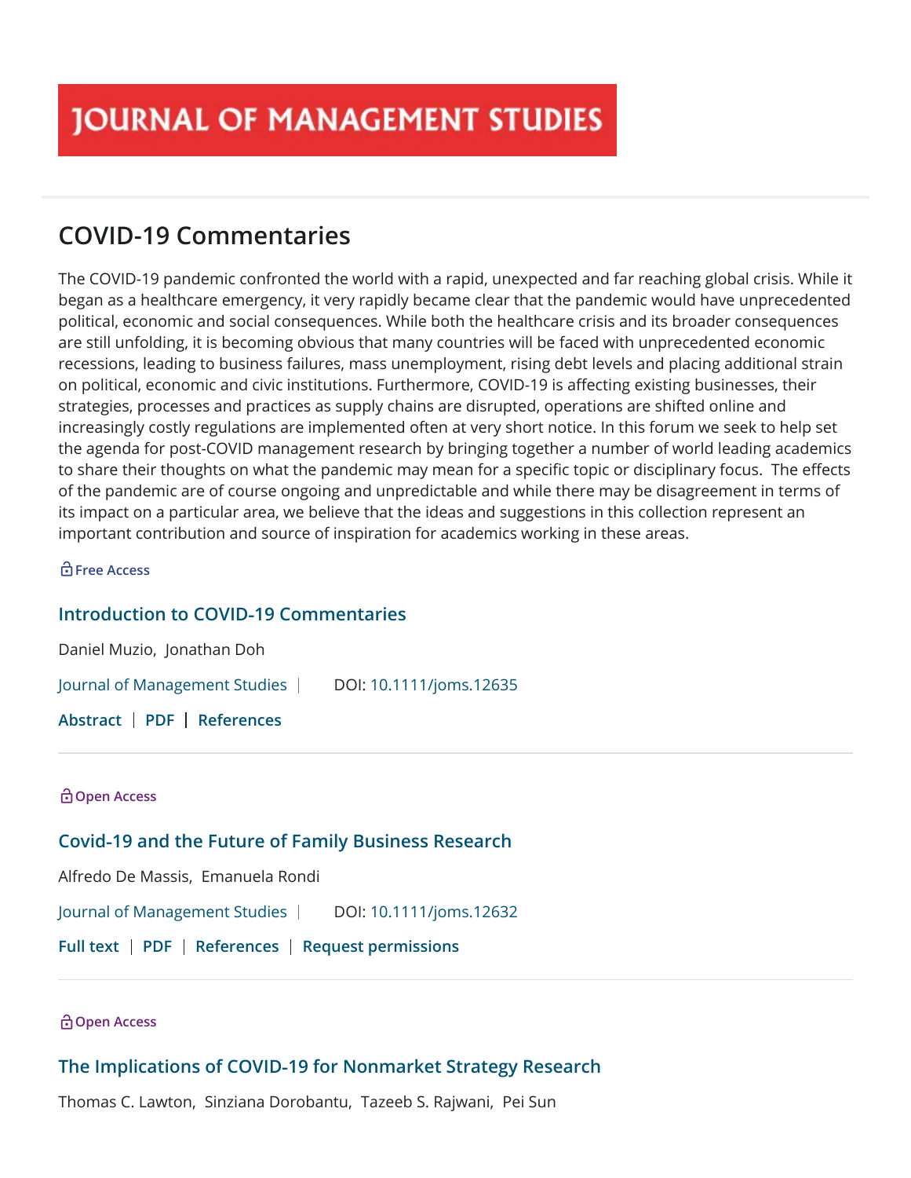# JOURNAL OF MANAGEMENT STUDIES

## COVID-19 Commentaries

The COVID-19 pandemic confronted the world with a rapid, unexpected and far reaching global crisis. While it began as a healthcare emergency, it very rapidly became clear that the pandemic would have unprecedented political, economic and social consequences. While both the healthcare crisis and its broader consequences are still unfolding, it is becoming obvious that many countries will be faced with unprecedented economic recessions, leading to business failures, mass unemployment, rising debt levels and placing additional strain on political, economic and civic institutions. Furthermore, COVID-19 is affecting existing businesses, their strategies, processes and practices as supply chains are disrupted, operations are shifted online and increasingly costly regulations are implemented often at very short notice. In this forum we seek to help set the agenda for post-COVID management research by bringing together a number of world leading academics to share their thoughts on what the pandemic may mean for a specific topic or disciplinary focus. The effects of the pandemic are of course ongoing and unpredictable and while there may be disagreement in terms of its impact on a particular area, we believe that the ideas and suggestions in this collection represent an important contribution and source of inspiration for academics working in these areas.

Free Access

### Introduction to COVID-19 Commentaries

Daniel Muzio, Jonathan Doh

Journal of Management Studies | DOI: 10.1111/joms.12635

Abstract | PDF | References

---

Open Access

### Covid-19 and the Future of Family Business Research

Alfredo De Massis, Emanuela Rondi

Journal of Management Studies | DOI: 10.1111/joms.12632

Full text | PDF | References | Request permissions

---

Open Access

### The Implications of COVID-19 for Nonmarket Strategy Research

Thomas C. Lawton, Sinziana Dorobantu, Tazeeb S. Rajwani, Pei Sun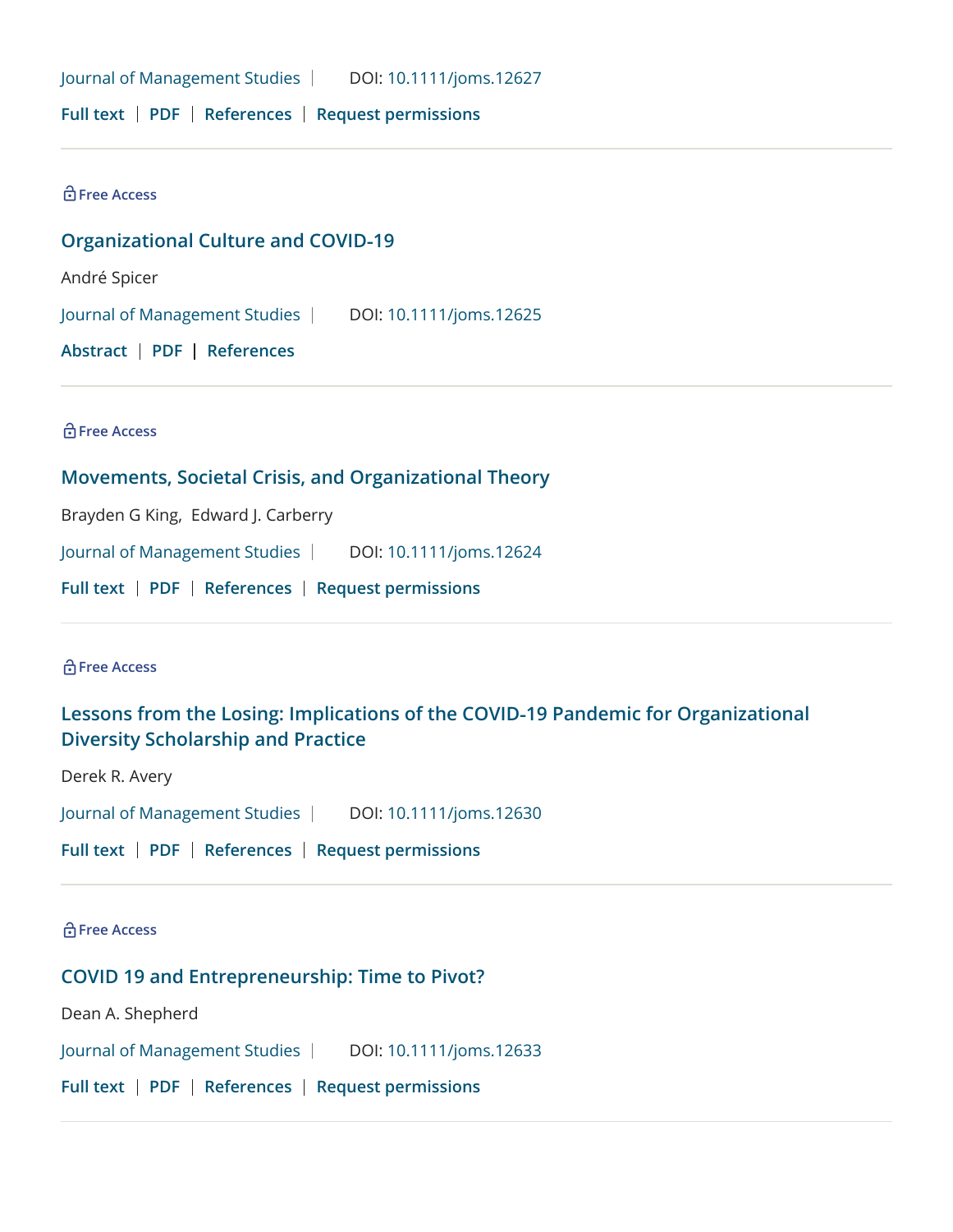Journal of Management Studies | DOI: 10.1111/joms.12627

Full text | PDF | References | Request permissions

---

Free Access

### Organizational Culture and COVID-19

André Spicer

Journal of Management Studies | DOI: 10.1111/joms.12625

Abstract | PDF | References

---

Free Access

### Movements, Societal Crisis, and Organizational Theory

Brayden G King, Edward J. Carberry

Journal of Management Studies | DOI: 10.1111/joms.12624

Full text | PDF | References | Request permissions

---

Free Access

### Lessons from the Losing: Implications of the COVID-19 Pandemic for Organizational Diversity Scholarship and Practice

Derek R. Avery

Journal of Management Studies | DOI: 10.1111/joms.12630

Full text | PDF | References | Request permissions

---

Free Access

### COVID 19 and Entrepreneurship: Time to Pivot?

Dean A. Shepherd

Journal of Management Studies | DOI: 10.1111/joms.12633

Full text | PDF | References | Request permissions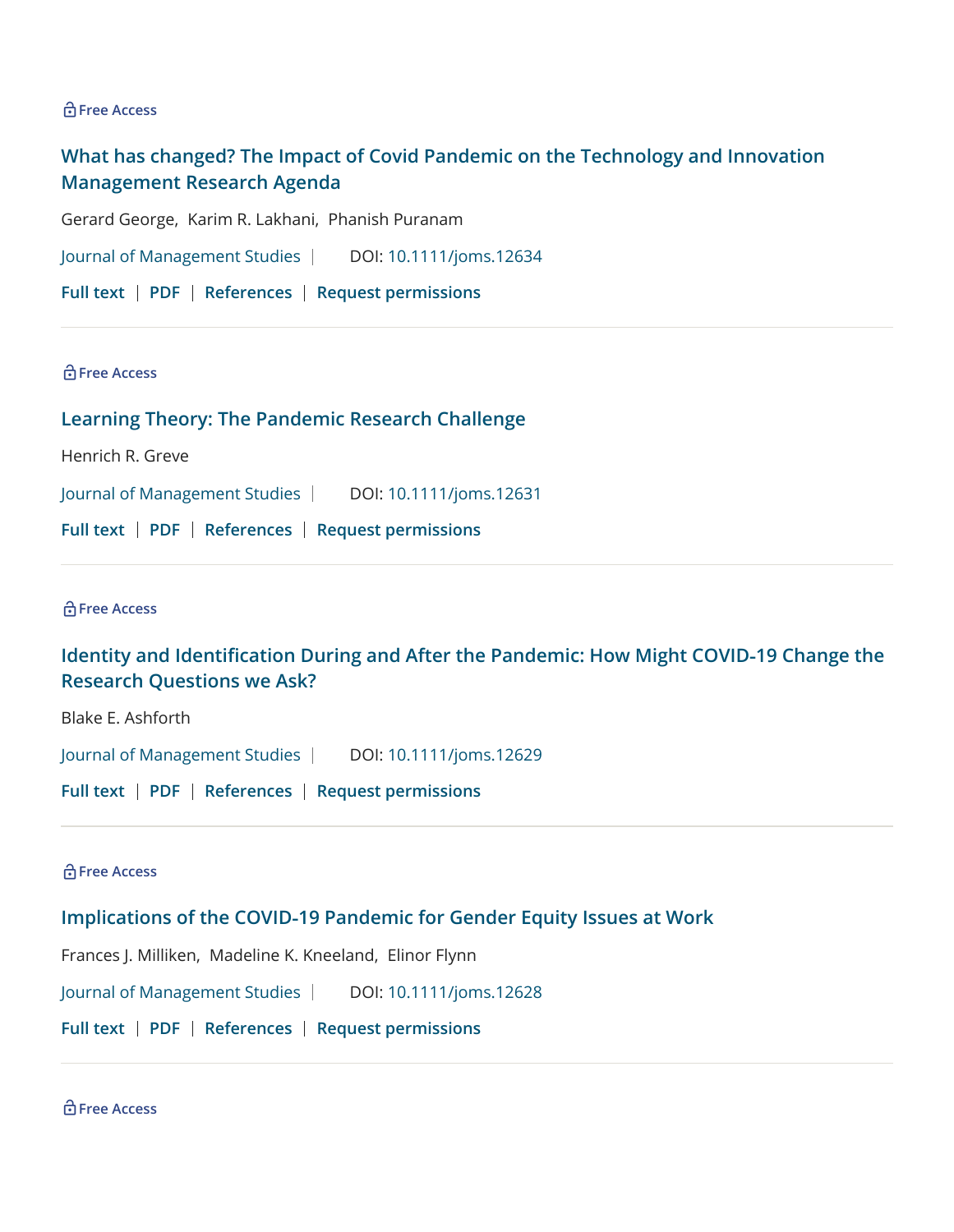Free Access

### What has changed? The Impact of Covid Pandemic on the Technology and Innovation Management Research Agenda

Gerard George, Karim R. Lakhani, Phanish Puranam

Journal of Management Studies | DOI: 10.1111/joms.12634

**Full text** | **PDF** | **References** | **Request permissions**

---

Free Access

### Learning Theory: The Pandemic Research Challenge

Henrich R. Greve

Journal of Management Studies | DOI: 10.1111/joms.12631

**Full text** | **PDF** | **References** | **Request permissions**

---

Free Access

### Identity and Identification During and After the Pandemic: How Might COVID-19 Change the Research Questions we Ask?

Blake E. Ashforth

Journal of Management Studies | DOI: 10.1111/joms.12629

**Full text** | **PDF** | **References** | **Request permissions**

---

Free Access

### Implications of the COVID-19 Pandemic for Gender Equity Issues at Work

Frances J. Milliken, Madeline K. Kneeland, Elinor Flynn

Journal of Management Studies | DOI: 10.1111/joms.12628

**Full text** | **PDF** | **References** | **Request permissions**

---

Free Access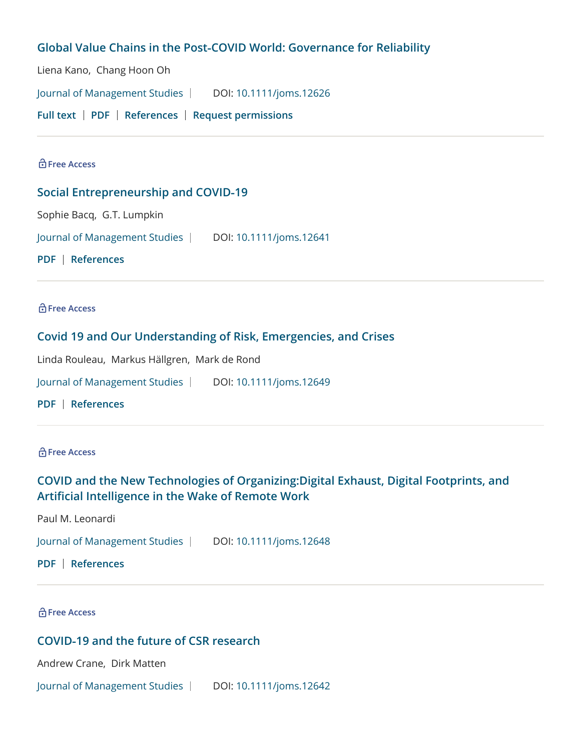### Global Value Chains in the Post-COVID World: Governance for Reliability

Liena Kano, Chang Hoon Oh

Journal of Management Studies | DOI: 10.1111/joms.12626

**Full text** | **PDF** | **References** | **Request permissions**

---

Free Access

### Social Entrepreneurship and COVID-19

Sophie Bacq, G.T. Lumpkin

Journal of Management Studies | DOI: 10.1111/joms.12641

**PDF** | **References**

---

Free Access

### Covid 19 and Our Understanding of Risk, Emergencies, and Crises

Linda Rouleau, Markus Hällgren, Mark de Rond

Journal of Management Studies | DOI: 10.1111/joms.12649

**PDF** | **References**

---

Free Access

### COVID and the New Technologies of Organizing:Digital Exhaust, Digital Footprints, and Artificial Intelligence in the Wake of Remote Work

Paul M. Leonardi

Journal of Management Studies | DOI: 10.1111/joms.12648

**PDF** | **References**

---

Free Access

### COVID-19 and the future of CSR research

Andrew Crane, Dirk Matten

Journal of Management Studies | DOI: 10.1111/joms.12642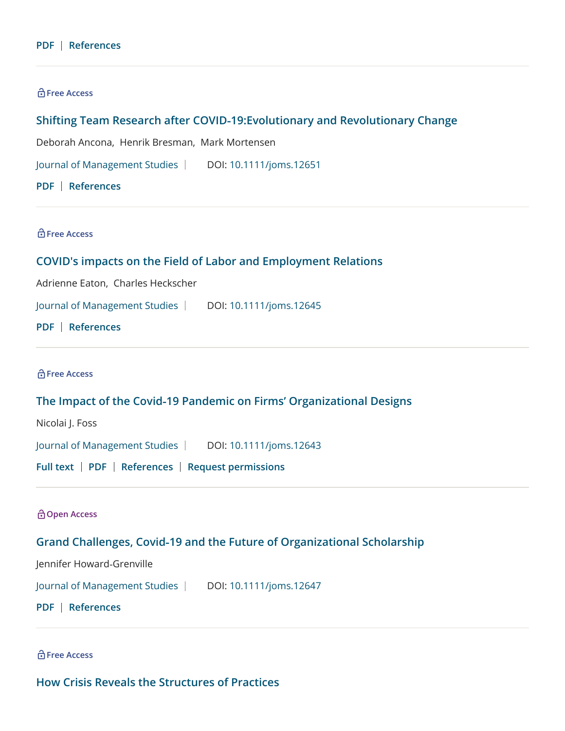PDF | References

---

🔓 Free Access

### Shifting Team Research after COVID-19:Evolutionary and Revolutionary Change

Deborah Ancona, Henrik Bresman, Mark Mortensen

Journal of Management Studies | DOI: 10.1111/joms.12651

PDF | References

---

🔓 Free Access

### COVID's impacts on the Field of Labor and Employment Relations

Adrienne Eaton, Charles Heckscher

Journal of Management Studies | DOI: 10.1111/joms.12645

PDF | References

---

🔓 Free Access

### The Impact of the Covid-19 Pandemic on Firms' Organizational Designs

Nicolai J. Foss

Journal of Management Studies | DOI: 10.1111/joms.12643

Full text | PDF | References | Request permissions

---

🔓 Open Access

### Grand Challenges, Covid-19 and the Future of Organizational Scholarship

Jennifer Howard-Grenville

Journal of Management Studies | DOI: 10.1111/joms.12647

PDF | References

---

🔓 Free Access

### How Crisis Reveals the Structures of Practices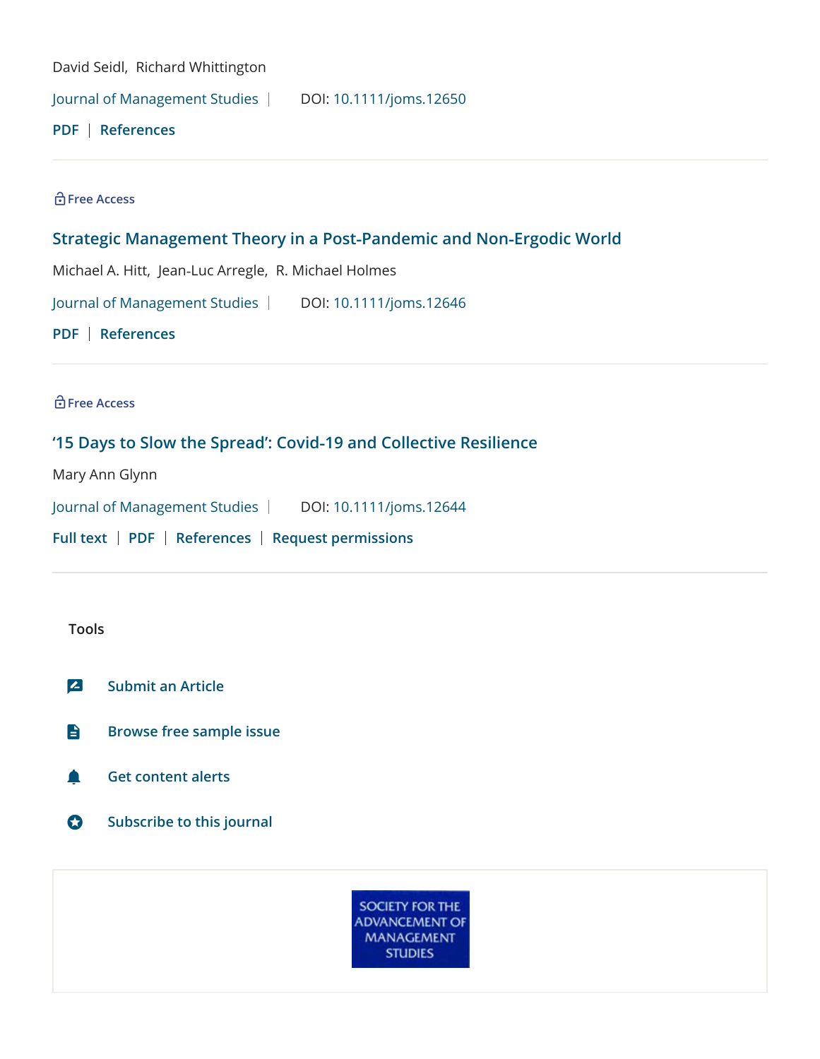David Seidl, Richard Whittington

Journal of Management Studies | DOI: 10.1111/joms.12650

**PDF** | **References**

---

Free Access

### Strategic Management Theory in a Post-Pandemic and Non-Ergodic World

Michael A. Hitt, Jean-Luc Arregle, R. Michael Holmes

Journal of Management Studies | DOI: 10.1111/joms.12646

**PDF** | **References**

---

Free Access

### '15 Days to Slow the Spread': Covid-19 and Collective Resilience

Mary Ann Glynn

Journal of Management Studies | DOI: 10.1111/joms.12644

**Full text** | **PDF** | **References** | **Request permissions**

---

**Tools**

- **Submit an Article**
- **Browse free sample issue**
- **Get content alerts**
- **Subscribe to this journal**

SOCIETY FOR THE ADVANCEMENT OF MANAGEMENT STUDIES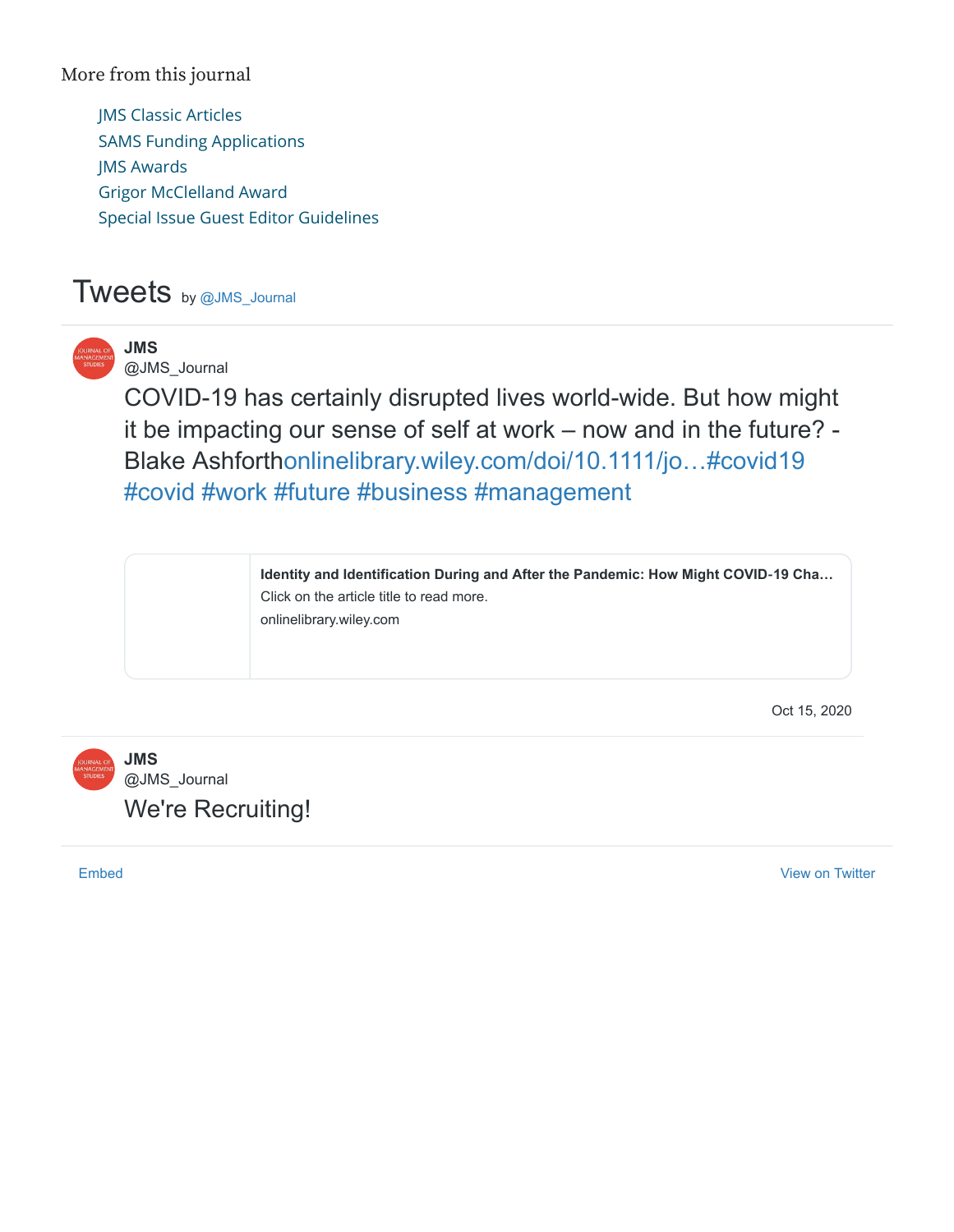More from this journal

- JMS Classic Articles
- SAMS Funding Applications
- JMS Awards
- Grigor McClelland Award
- Special Issue Guest Editor Guidelines

# Tweets by @JMS_Journal

**JMS**
@JMS_Journal

COVID-19 has certainly disrupted lives world-wide. But how might it be impacting our sense of self at work – now and in the future? - Blake Ashforthonlinelibrary.wiley.com/doi/10.1111/jo…#covid19 #covid #work #future #business #management

**Identity and Identification During and After the Pandemic: How Might COVID-19 Cha…**
Click on the article title to read more.
onlinelibrary.wiley.com

Oct 15, 2020

**JMS**
@JMS_Journal

We're Recruiting!

Embed | View on Twitter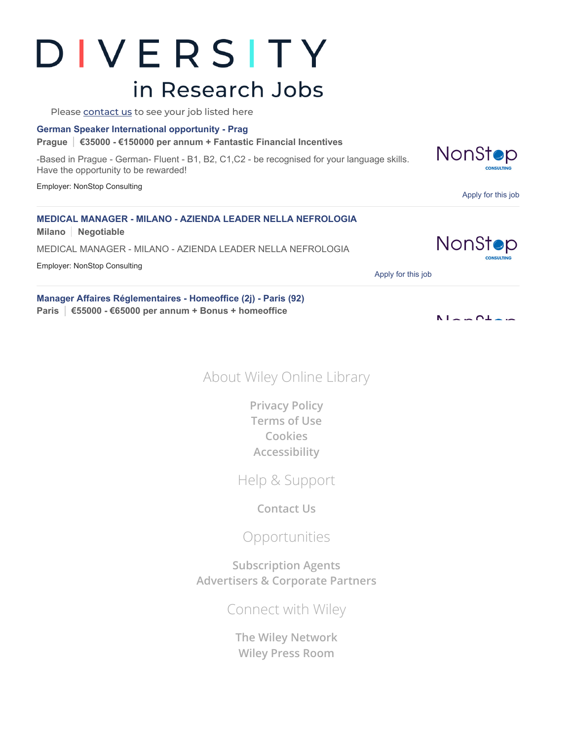# DIVERSITY in Research Jobs

Please contact us to see your job listed here

**German Speaker International opportunity - Prag**

**Prague | €35000 - €150000 per annum + Fantastic Financial Incentives**

-Based in Prague - German- Fluent - B1, B2, C1,C2 - be recognised for your language skills. Have the opportunity to be rewarded!

Employer: NonStop Consulting

Apply for this job

---

**MEDICAL MANAGER - MILANO - AZIENDA LEADER NELLA NEFROLOGIA**

**Milano | Negotiable**

MEDICAL MANAGER - MILANO - AZIENDA LEADER NELLA NEFROLOGIA

Employer: NonStop Consulting

Apply for this job

---

**Manager Affaires Réglementaires - Homeoffice (2j) - Paris (92)**

**Paris | €55000 - €65000 per annum + Bonus + homeoffice**

About Wiley Online Library

Privacy Policy
Terms of Use
Cookies
Accessibility

Help & Support

Contact Us

Opportunities

Subscription Agents
Advertisers & Corporate Partners

Connect with Wiley

The Wiley Network
Wiley Press Room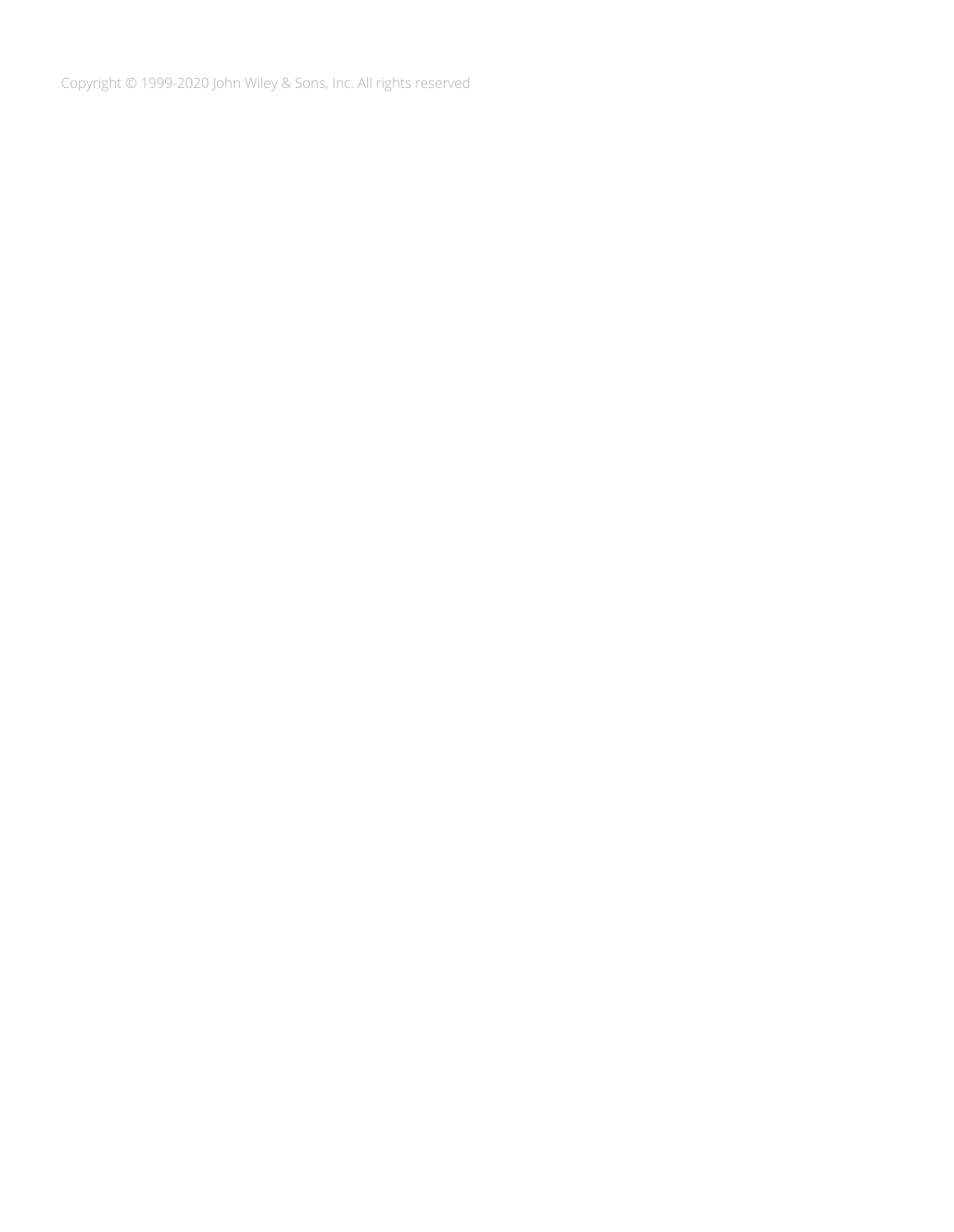Copyright © 1999-2020 John Wiley & Sons, Inc. All rights reserved